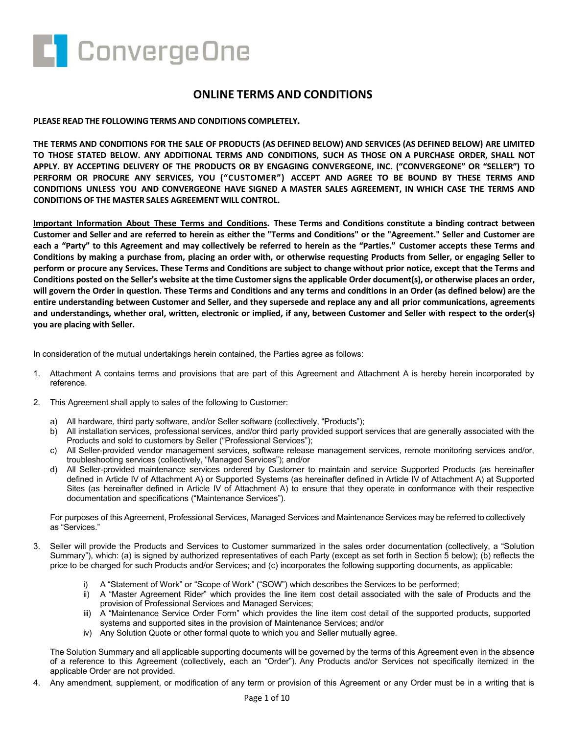ConvergeOne

# ONLINE TERMS AND CONDITIONS

**PLEASE READ THE FOLLOWING TERMS AND CONDITIONS COMPLETELY.**

**THE TERMS AND CONDITIONS FOR THE SALE OF PRODUCTS (AS DEFINED BELOW) AND SERVICES (AS DEFINED BELOW) ARE LIMITED TO THOSE STATED BELOW. ANY ADDITIONAL TERMS AND CONDITIONS, SUCH AS THOSE ON A PURCHASE ORDER, SHALL NOT APPLY. BY ACCEPTING DELIVERY OF THE PRODUCTS OR BY ENGAGING CONVERGEONE, INC. ("CONVERGEONE" OR "SELLER") TO PERFORM OR PROCURE ANY SERVICES, YOU ("CUSTOMER") ACCEPT AND AGREE TO BE BOUND BY THESE TERMS AND CONDITIONS UNLESS YOU AND CONVERGEONE HAVE SIGNED A MASTER SALES AGREEMENT, IN WHICH CASE THE TERMS AND CONDITIONS OF THE MASTER SALES AGREEMENT WILL CONTROL.**

**<u>Important Information About These Terms and Conditions</u>. These Terms and Conditions constitute a binding contract between Customer and Seller and are referred to herein as either the "Terms and Conditions" or the "Agreement." Seller and Customer are each a "Party" to this Agreement and may collectively be referred to herein as the "Parties." Customer accepts these Terms and Conditions by making a purchase from, placing an order with, or otherwise requesting Products from Seller, or engaging Seller to perform or procure any Services. These Terms and Conditions are subject to change without prior notice, except that the Terms and Conditions posted on the Seller's website at the time Customer signs the applicable Order document(s), or otherwise places an order, will govern the Order in question. These Terms and Conditions and any terms and conditions in an Order (as defined below) are the entire understanding between Customer and Seller, and they supersede and replace any and all prior communications, agreements and understandings, whether oral, written, electronic or implied, if any, between Customer and Seller with respect to the order(s) you are placing with Seller.**

In consideration of the mutual undertakings herein contained, the Parties agree as follows:

1. Attachment A contains terms and provisions that are part of this Agreement and Attachment A is hereby herein incorporated by reference.

2. This Agreement shall apply to sales of the following to Customer:

   a) All hardware, third party software, and/or Seller software (collectively, "Products");
   b) All installation services, professional services, and/or third party provided support services that are generally associated with the Products and sold to customers by Seller ("Professional Services");
   c) All Seller-provided vendor management services, software release management services, remote monitoring services and/or, troubleshooting services (collectively, "Managed Services"); and/or
   d) All Seller-provided maintenance services ordered by Customer to maintain and service Supported Products (as hereinafter defined in Article IV of Attachment A) or Supported Systems (as hereinafter defined in Article IV of Attachment A) at Supported Sites (as hereinafter defined in Article IV of Attachment A) to ensure that they operate in conformance with their respective documentation and specifications ("Maintenance Services").

   For purposes of this Agreement, Professional Services, Managed Services and Maintenance Services may be referred to collectively as "Services."

3. Seller will provide the Products and Services to Customer summarized in the sales order documentation (collectively, a "Solution Summary"), which: (a) is signed by authorized representatives of each Party (except as set forth in Section 5 below); (b) reflects the price to be charged for such Products and/or Services; and (c) incorporates the following supporting documents, as applicable:

   i) A "Statement of Work" or "Scope of Work" ("SOW") which describes the Services to be performed;
   ii) A "Master Agreement Rider" which provides the line item cost detail associated with the sale of Products and the provision of Professional Services and Managed Services;
   iii) A "Maintenance Service Order Form" which provides the line item cost detail of the supported products, supported systems and supported sites in the provision of Maintenance Services; and/or
   iv) Any Solution Quote or other formal quote to which you and Seller mutually agree.

   The Solution Summary and all applicable supporting documents will be governed by the terms of this Agreement even in the absence of a reference to this Agreement (collectively, each an "Order"). Any Products and/or Services not specifically itemized in the applicable Order are not provided.

4. Any amendment, supplement, or modification of any term or provision of this Agreement or any Order must be in a writing that is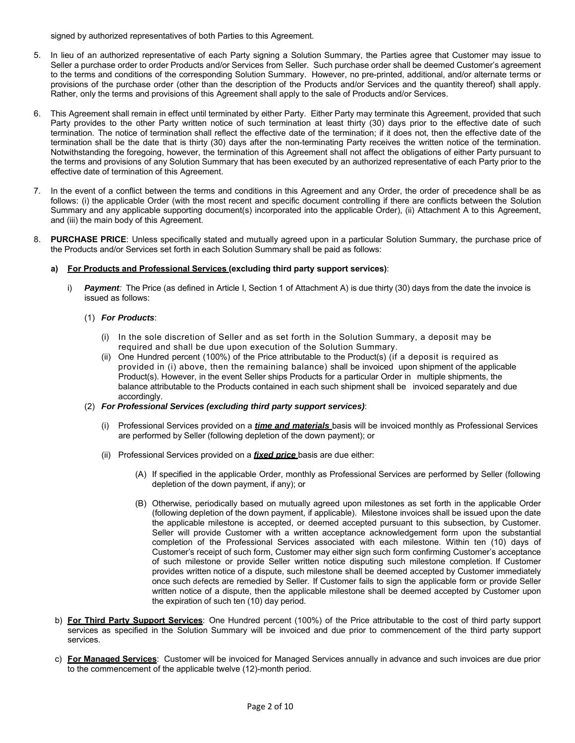signed by authorized representatives of both Parties to this Agreement.

5. In lieu of an authorized representative of each Party signing a Solution Summary, the Parties agree that Customer may issue to Seller a purchase order to order Products and/or Services from Seller. Such purchase order shall be deemed Customer's agreement to the terms and conditions of the corresponding Solution Summary. However, no pre-printed, additional, and/or alternate terms or provisions of the purchase order (other than the description of the Products and/or Services and the quantity thereof) shall apply. Rather, only the terms and provisions of this Agreement shall apply to the sale of Products and/or Services.

6. This Agreement shall remain in effect until terminated by either Party. Either Party may terminate this Agreement, provided that such Party provides to the other Party written notice of such termination at least thirty (30) days prior to the effective date of such termination. The notice of termination shall reflect the effective date of the termination; if it does not, then the effective date of the termination shall be the date that is thirty (30) days after the non-terminating Party receives the written notice of the termination. Notwithstanding the foregoing, however, the termination of this Agreement shall not affect the obligations of either Party pursuant to the terms and provisions of any Solution Summary that has been executed by an authorized representative of each Party prior to the effective date of termination of this Agreement.

7. In the event of a conflict between the terms and conditions in this Agreement and any Order, the order of precedence shall be as follows: (i) the applicable Order (with the most recent and specific document controlling if there are conflicts between the Solution Summary and any applicable supporting document(s) incorporated into the applicable Order), (ii) Attachment A to this Agreement, and (iii) the main body of this Agreement.

8. **PURCHASE PRICE**: Unless specifically stated and mutually agreed upon in a particular Solution Summary, the purchase price of the Products and/or Services set forth in each Solution Summary shall be paid as follows:

   **a) <u>For Products and Professional Services</u> (excluding third party support services)**:

   i) ***Payment**:* The Price (as defined in Article I, Section 1 of Attachment A) is due thirty (30) days from the date the invoice is issued as follows:

   (1) ***For Products***:

   (i) In the sole discretion of Seller and as set forth in the Solution Summary, a deposit may be required and shall be due upon execution of the Solution Summary.

   (ii) One Hundred percent (100%) of the Price attributable to the Product(s) (if a deposit is required as provided in (i) above, then the remaining balance) shall be invoiced upon shipment of the applicable Product(s). However, in the event Seller ships Products for a particular Order in multiple shipments, the balance attributable to the Products contained in each such shipment shall be invoiced separately and due accordingly.

   (2) ***For Professional Services (excluding third party support services)***:

   (i) Professional Services provided on a ***<u>time and materials</u>*** basis will be invoiced monthly as Professional Services are performed by Seller (following depletion of the down payment); or

   (ii) Professional Services provided on a ***<u>fixed price</u>*** basis are due either:

   (A) If specified in the applicable Order, monthly as Professional Services are performed by Seller (following depletion of the down payment, if any); or

   (B) Otherwise, periodically based on mutually agreed upon milestones as set forth in the applicable Order (following depletion of the down payment, if applicable). Milestone invoices shall be issued upon the date the applicable milestone is accepted, or deemed accepted pursuant to this subsection, by Customer. Seller will provide Customer with a written acceptance acknowledgement form upon the substantial completion of the Professional Services associated with each milestone. Within ten (10) days of Customer's receipt of such form, Customer may either sign such form confirming Customer's acceptance of such milestone or provide Seller written notice disputing such milestone completion. If Customer provides written notice of a dispute, such milestone shall be deemed accepted by Customer immediately once such defects are remedied by Seller. If Customer fails to sign the applicable form or provide Seller written notice of a dispute, then the applicable milestone shall be deemed accepted by Customer upon the expiration of such ten (10) day period.

   b) **<u>For Third Party Support Services</u>**: One Hundred percent (100%) of the Price attributable to the cost of third party support services as specified in the Solution Summary will be invoiced and due prior to commencement of the third party support services.

   c) **<u>For Managed Services</u>**: Customer will be invoiced for Managed Services annually in advance and such invoices are due prior to the commencement of the applicable twelve (12)-month period.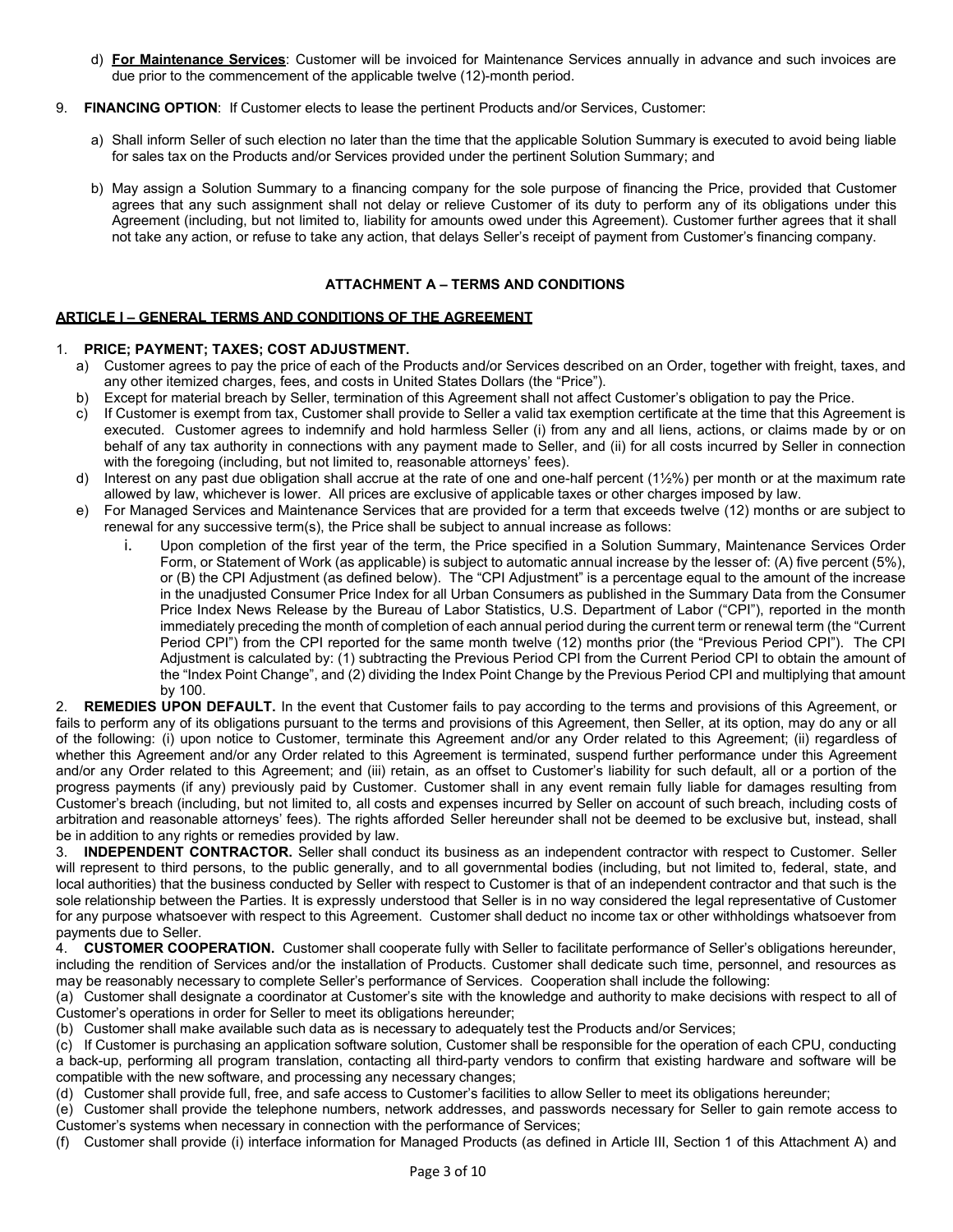d) **<u>For Maintenance Services</u>**: Customer will be invoiced for Maintenance Services annually in advance and such invoices are due prior to the commencement of the applicable twelve (12)-month period.

9. **FINANCING OPTION**: If Customer elects to lease the pertinent Products and/or Services, Customer:

   a) Shall inform Seller of such election no later than the time that the applicable Solution Summary is executed to avoid being liable for sales tax on the Products and/or Services provided under the pertinent Solution Summary; and

   b) May assign a Solution Summary to a financing company for the sole purpose of financing the Price, provided that Customer agrees that any such assignment shall not delay or relieve Customer of its duty to perform any of its obligations under this Agreement (including, but not limited to, liability for amounts owed under this Agreement). Customer further agrees that it shall not take any action, or refuse to take any action, that delays Seller's receipt of payment from Customer's financing company.

## ATTACHMENT A – TERMS AND CONDITIONS

### <u>ARTICLE I – GENERAL TERMS AND CONDITIONS OF THE AGREEMENT</u>

1. **PRICE; PAYMENT; TAXES; COST ADJUSTMENT.**
   a) Customer agrees to pay the price of each of the Products and/or Services described on an Order, together with freight, taxes, and any other itemized charges, fees, and costs in United States Dollars (the "Price").
   b) Except for material breach by Seller, termination of this Agreement shall not affect Customer's obligation to pay the Price.
   c) If Customer is exempt from tax, Customer shall provide to Seller a valid tax exemption certificate at the time that this Agreement is executed. Customer agrees to indemnify and hold harmless Seller (i) from any and all liens, actions, or claims made by or on behalf of any tax authority in connections with any payment made to Seller, and (ii) for all costs incurred by Seller in connection with the foregoing (including, but not limited to, reasonable attorneys' fees).
   d) Interest on any past due obligation shall accrue at the rate of one and one-half percent (1½%) per month or at the maximum rate allowed by law, whichever is lower. All prices are exclusive of applicable taxes or other charges imposed by law.
   e) For Managed Services and Maintenance Services that are provided for a term that exceeds twelve (12) months or are subject to renewal for any successive term(s), the Price shall be subject to annual increase as follows:
      i. Upon completion of the first year of the term, the Price specified in a Solution Summary, Maintenance Services Order Form, or Statement of Work (as applicable) is subject to automatic annual increase by the lesser of: (A) five percent (5%), or (B) the CPI Adjustment (as defined below). The "CPI Adjustment" is a percentage equal to the amount of the increase in the unadjusted Consumer Price Index for all Urban Consumers as published in the Summary Data from the Consumer Price Index News Release by the Bureau of Labor Statistics, U.S. Department of Labor ("CPI"), reported in the month immediately preceding the month of completion of each annual period during the current term or renewal term (the "Current Period CPI") from the CPI reported for the same month twelve (12) months prior (the "Previous Period CPI"). The CPI Adjustment is calculated by: (1) subtracting the Previous Period CPI from the Current Period CPI to obtain the amount of the "Index Point Change", and (2) dividing the Index Point Change by the Previous Period CPI and multiplying that amount by 100.

2. **REMEDIES UPON DEFAULT.** In the event that Customer fails to pay according to the terms and provisions of this Agreement, or fails to perform any of its obligations pursuant to the terms and provisions of this Agreement, then Seller, at its option, may do any or all of the following: (i) upon notice to Customer, terminate this Agreement and/or any Order related to this Agreement; (ii) regardless of whether this Agreement and/or any Order related to this Agreement is terminated, suspend further performance under this Agreement and/or any Order related to this Agreement; and (iii) retain, as an offset to Customer's liability for such default, all or a portion of the progress payments (if any) previously paid by Customer. Customer shall in any event remain fully liable for damages resulting from Customer's breach (including, but not limited to, all costs and expenses incurred by Seller on account of such breach, including costs of arbitration and reasonable attorneys' fees). The rights afforded Seller hereunder shall not be deemed to be exclusive but, instead, shall be in addition to any rights or remedies provided by law.

3. **INDEPENDENT CONTRACTOR.** Seller shall conduct its business as an independent contractor with respect to Customer. Seller will represent to third persons, to the public generally, and to all governmental bodies (including, but not limited to, federal, state, and local authorities) that the business conducted by Seller with respect to Customer is that of an independent contractor and that such is the sole relationship between the Parties. It is expressly understood that Seller is in no way considered the legal representative of Customer for any purpose whatsoever with respect to this Agreement. Customer shall deduct no income tax or other withholdings whatsoever from payments due to Seller.

4. **CUSTOMER COOPERATION.** Customer shall cooperate fully with Seller to facilitate performance of Seller's obligations hereunder, including the rendition of Services and/or the installation of Products. Customer shall dedicate such time, personnel, and resources as may be reasonably necessary to complete Seller's performance of Services. Cooperation shall include the following:

(a) Customer shall designate a coordinator at Customer's site with the knowledge and authority to make decisions with respect to all of Customer's operations in order for Seller to meet its obligations hereunder;

(b) Customer shall make available such data as is necessary to adequately test the Products and/or Services;

(c) If Customer is purchasing an application software solution, Customer shall be responsible for the operation of each CPU, conducting a back-up, performing all program translation, contacting all third-party vendors to confirm that existing hardware and software will be compatible with the new software, and processing any necessary changes;

(d) Customer shall provide full, free, and safe access to Customer's facilities to allow Seller to meet its obligations hereunder;

(e) Customer shall provide the telephone numbers, network addresses, and passwords necessary for Seller to gain remote access to Customer's systems when necessary in connection with the performance of Services;

(f) Customer shall provide (i) interface information for Managed Products (as defined in Article III, Section 1 of this Attachment A) and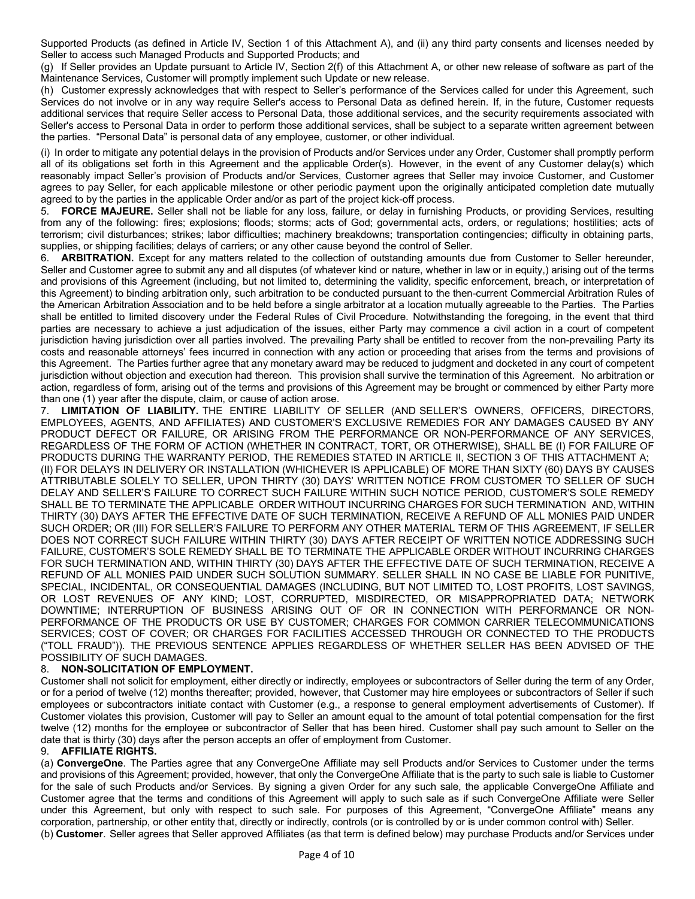Supported Products (as defined in Article IV, Section 1 of this Attachment A), and (ii) any third party consents and licenses needed by Seller to access such Managed Products and Supported Products; and

(g) If Seller provides an Update pursuant to Article IV, Section 2(f) of this Attachment A, or other new release of software as part of the Maintenance Services, Customer will promptly implement such Update or new release.

(h) Customer expressly acknowledges that with respect to Seller's performance of the Services called for under this Agreement, such Services do not involve or in any way require Seller's access to Personal Data as defined herein. If, in the future, Customer requests additional services that require Seller access to Personal Data, those additional services, and the security requirements associated with Seller's access to Personal Data in order to perform those additional services, shall be subject to a separate written agreement between the parties. "Personal Data" is personal data of any employee, customer, or other individual.

(i) In order to mitigate any potential delays in the provision of Products and/or Services under any Order, Customer shall promptly perform all of its obligations set forth in this Agreement and the applicable Order(s). However, in the event of any Customer delay(s) which reasonably impact Seller's provision of Products and/or Services, Customer agrees that Seller may invoice Customer, and Customer agrees to pay Seller, for each applicable milestone or other periodic payment upon the originally anticipated completion date mutually agreed to by the parties in the applicable Order and/or as part of the project kick-off process.

5. **FORCE MAJEURE.** Seller shall not be liable for any loss, failure, or delay in furnishing Products, or providing Services, resulting from any of the following: fires; explosions; floods; storms; acts of God; governmental acts, orders, or regulations; hostilities; acts of terrorism; civil disturbances; strikes; labor difficulties; machinery breakdowns; transportation contingencies; difficulty in obtaining parts, supplies, or shipping facilities; delays of carriers; or any other cause beyond the control of Seller.

6. **ARBITRATION.** Except for any matters related to the collection of outstanding amounts due from Customer to Seller hereunder, Seller and Customer agree to submit any and all disputes (of whatever kind or nature, whether in law or in equity,) arising out of the terms and provisions of this Agreement (including, but not limited to, determining the validity, specific enforcement, breach, or interpretation of this Agreement) to binding arbitration only, such arbitration to be conducted pursuant to the then-current Commercial Arbitration Rules of the American Arbitration Association and to be held before a single arbitrator at a location mutually agreeable to the Parties. The Parties shall be entitled to limited discovery under the Federal Rules of Civil Procedure. Notwithstanding the foregoing, in the event that third parties are necessary to achieve a just adjudication of the issues, either Party may commence a civil action in a court of competent jurisdiction having jurisdiction over all parties involved. The prevailing Party shall be entitled to recover from the non-prevailing Party its costs and reasonable attorneys' fees incurred in connection with any action or proceeding that arises from the terms and provisions of this Agreement. The Parties further agree that any monetary award may be reduced to judgment and docketed in any court of competent jurisdiction without objection and execution had thereon. This provision shall survive the termination of this Agreement. No arbitration or action, regardless of form, arising out of the terms and provisions of this Agreement may be brought or commenced by either Party more than one (1) year after the dispute, claim, or cause of action arose.

7. **LIMITATION OF LIABILITY.** THE ENTIRE LIABILITY OF SELLER (AND SELLER'S OWNERS, OFFICERS, DIRECTORS, EMPLOYEES, AGENTS, AND AFFILIATES) AND CUSTOMER'S EXCLUSIVE REMEDIES FOR ANY DAMAGES CAUSED BY ANY PRODUCT DEFECT OR FAILURE, OR ARISING FROM THE PERFORMANCE OR NON-PERFORMANCE OF ANY SERVICES, REGARDLESS OF THE FORM OF ACTION (WHETHER IN CONTRACT, TORT, OR OTHERWISE), SHALL BE (I) FOR FAILURE OF PRODUCTS DURING THE WARRANTY PERIOD, THE REMEDIES STATED IN ARTICLE II, SECTION 3 OF THIS ATTACHMENT A; (II) FOR DELAYS IN DELIVERY OR INSTALLATION (WHICHEVER IS APPLICABLE) OF MORE THAN SIXTY (60) DAYS BY CAUSES ATTRIBUTABLE SOLELY TO SELLER, UPON THIRTY (30) DAYS' WRITTEN NOTICE FROM CUSTOMER TO SELLER OF SUCH DELAY AND SELLER'S FAILURE TO CORRECT SUCH FAILURE WITHIN SUCH NOTICE PERIOD, CUSTOMER'S SOLE REMEDY SHALL BE TO TERMINATE THE APPLICABLE ORDER WITHOUT INCURRING CHARGES FOR SUCH TERMINATION AND, WITHIN THIRTY (30) DAYS AFTER THE EFFECTIVE DATE OF SUCH TERMINATION, RECEIVE A REFUND OF ALL MONIES PAID UNDER SUCH ORDER; OR (III) FOR SELLER'S FAILURE TO PERFORM ANY OTHER MATERIAL TERM OF THIS AGREEMENT, IF SELLER DOES NOT CORRECT SUCH FAILURE WITHIN THIRTY (30) DAYS AFTER RECEIPT OF WRITTEN NOTICE ADDRESSING SUCH FAILURE, CUSTOMER'S SOLE REMEDY SHALL BE TO TERMINATE THE APPLICABLE ORDER WITHOUT INCURRING CHARGES FOR SUCH TERMINATION AND, WITHIN THIRTY (30) DAYS AFTER THE EFFECTIVE DATE OF SUCH TERMINATION, RECEIVE A REFUND OF ALL MONIES PAID UNDER SUCH SOLUTION SUMMARY. SELLER SHALL IN NO CASE BE LIABLE FOR PUNITIVE, SPECIAL, INCIDENTAL, OR CONSEQUENTIAL DAMAGES (INCLUDING, BUT NOT LIMITED TO, LOST PROFITS, LOST SAVINGS, OR LOST REVENUES OF ANY KIND; LOST, CORRUPTED, MISDIRECTED, OR MISAPPROPRIATED DATA; NETWORK DOWNTIME; INTERRUPTION OF BUSINESS ARISING OUT OF OR IN CONNECTION WITH PERFORMANCE OR NON-PERFORMANCE OF THE PRODUCTS OR USE BY CUSTOMER; CHARGES FOR COMMON CARRIER TELECOMMUNICATIONS SERVICES; COST OF COVER; OR CHARGES FOR FACILITIES ACCESSED THROUGH OR CONNECTED TO THE PRODUCTS ("TOLL FRAUD")). THE PREVIOUS SENTENCE APPLIES REGARDLESS OF WHETHER SELLER HAS BEEN ADVISED OF THE POSSIBILITY OF SUCH DAMAGES.

8. **NON-SOLICITATION OF EMPLOYMENT.**

Customer shall not solicit for employment, either directly or indirectly, employees or subcontractors of Seller during the term of any Order, or for a period of twelve (12) months thereafter; provided, however, that Customer may hire employees or subcontractors of Seller if such employees or subcontractors initiate contact with Customer (e.g., a response to general employment advertisements of Customer). If Customer violates this provision, Customer will pay to Seller an amount equal to the amount of total potential compensation for the first twelve (12) months for the employee or subcontractor of Seller that has been hired. Customer shall pay such amount to Seller on the date that is thirty (30) days after the person accepts an offer of employment from Customer.

9. **AFFILIATE RIGHTS.**

(a) **ConvergeOne**. The Parties agree that any ConvergeOne Affiliate may sell Products and/or Services to Customer under the terms and provisions of this Agreement; provided, however, that only the ConvergeOne Affiliate that is the party to such sale is liable to Customer for the sale of such Products and/or Services. By signing a given Order for any such sale, the applicable ConvergeOne Affiliate and Customer agree that the terms and conditions of this Agreement will apply to such sale as if such ConvergeOne Affiliate were Seller under this Agreement, but only with respect to such sale. For purposes of this Agreement, "ConvergeOne Affiliate" means any corporation, partnership, or other entity that, directly or indirectly, controls (or is controlled by or is under common control with) Seller.

(b) **Customer**. Seller agrees that Seller approved Affiliates (as that term is defined below) may purchase Products and/or Services under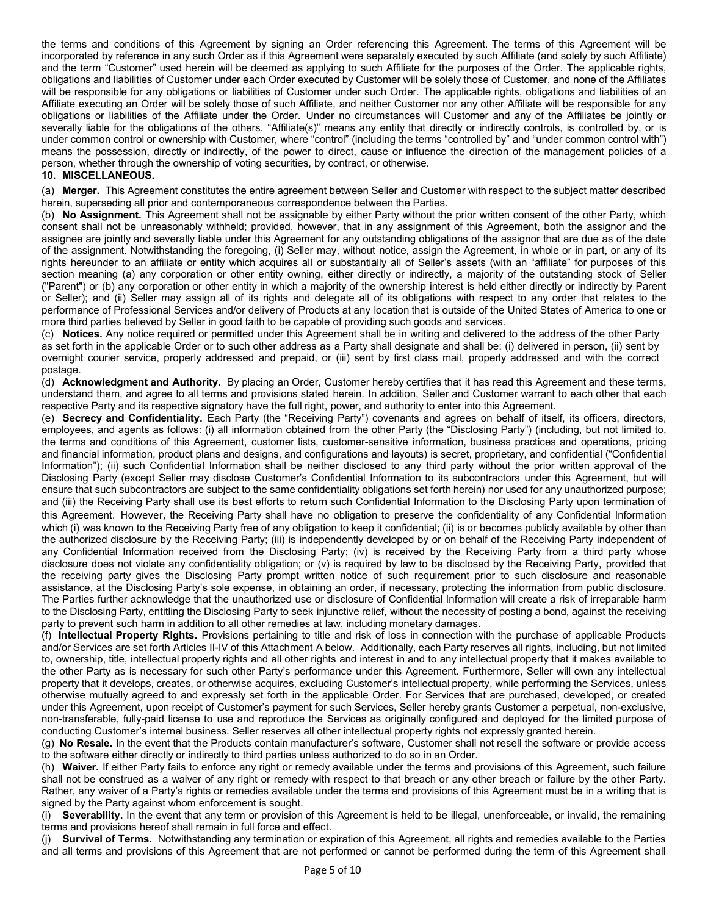the terms and conditions of this Agreement by signing an Order referencing this Agreement. The terms of this Agreement will be incorporated by reference in any such Order as if this Agreement were separately executed by such Affiliate (and solely by such Affiliate) and the term "Customer" used herein will be deemed as applying to such Affiliate for the purposes of the Order. The applicable rights, obligations and liabilities of Customer under each Order executed by Customer will be solely those of Customer, and none of the Affiliates will be responsible for any obligations or liabilities of Customer under such Order. The applicable rights, obligations and liabilities of an Affiliate executing an Order will be solely those of such Affiliate, and neither Customer nor any other Affiliate will be responsible for any obligations or liabilities of the Affiliate under the Order. Under no circumstances will Customer and any of the Affiliates be jointly or severally liable for the obligations of the others. "Affiliate(s)" means any entity that directly or indirectly controls, is controlled by, or is under common control or ownership with Customer, where "control" (including the terms "controlled by" and "under common control with") means the possession, directly or indirectly, of the power to direct, cause or influence the direction of the management policies of a person, whether through the ownership of voting securities, by contract, or otherwise.

**10. MISCELLANEOUS.**

(a) **Merger.** This Agreement constitutes the entire agreement between Seller and Customer with respect to the subject matter described herein, superseding all prior and contemporaneous correspondence between the Parties.

(b) **No Assignment.** This Agreement shall not be assignable by either Party without the prior written consent of the other Party, which consent shall not be unreasonably withheld; provided, however, that in any assignment of this Agreement, both the assignor and the assignee are jointly and severally liable under this Agreement for any outstanding obligations of the assignor that are due as of the date of the assignment. Notwithstanding the foregoing, (i) Seller may, without notice, assign the Agreement, in whole or in part, or any of its rights hereunder to an affiliate or entity which acquires all or substantially all of Seller's assets (with an "affiliate" for purposes of this section meaning (a) any corporation or other entity owning, either directly or indirectly, a majority of the outstanding stock of Seller ("Parent") or (b) any corporation or other entity in which a majority of the ownership interest is held either directly or indirectly by Parent or Seller); and (ii) Seller may assign all of its rights and delegate all of its obligations with respect to any order that relates to the performance of Professional Services and/or delivery of Products at any location that is outside of the United States of America to one or more third parties believed by Seller in good faith to be capable of providing such goods and services.

(c) **Notices.** Any notice required or permitted under this Agreement shall be in writing and delivered to the address of the other Party as set forth in the applicable Order or to such other address as a Party shall designate and shall be: (i) delivered in person, (ii) sent by overnight courier service, properly addressed and prepaid, or (iii) sent by first class mail, properly addressed and with the correct postage.

(d) **Acknowledgment and Authority.** By placing an Order, Customer hereby certifies that it has read this Agreement and these terms, understand them, and agree to all terms and provisions stated herein. In addition, Seller and Customer warrant to each other that each respective Party and its respective signatory have the full right, power, and authority to enter into this Agreement.

(e) **Secrecy and Confidentiality.** Each Party (the "Receiving Party") covenants and agrees on behalf of itself, its officers, directors, employees, and agents as follows: (i) all information obtained from the other Party (the "Disclosing Party") (including, but not limited to, the terms and conditions of this Agreement, customer lists, customer-sensitive information, business practices and operations, pricing and financial information, product plans and designs, and configurations and layouts) is secret, proprietary, and confidential ("Confidential Information"); (ii) such Confidential Information shall be neither disclosed to any third party without the prior written approval of the Disclosing Party (except Seller may disclose Customer's Confidential Information to its subcontractors under this Agreement, but will ensure that such subcontractors are subject to the same confidentiality obligations set forth herein) nor used for any unauthorized purpose; and (iii) the Receiving Party shall use its best efforts to return such Confidential Information to the Disclosing Party upon termination of this Agreement. However, the Receiving Party shall have no obligation to preserve the confidentiality of any Confidential Information which (i) was known to the Receiving Party free of any obligation to keep it confidential; (ii) is or becomes publicly available by other than the authorized disclosure by the Receiving Party; (iii) is independently developed by or on behalf of the Receiving Party independent of any Confidential Information received from the Disclosing Party; (iv) is received by the Receiving Party from a third party whose disclosure does not violate any confidentiality obligation; or (v) is required by law to be disclosed by the Receiving Party, provided that the receiving party gives the Disclosing Party prompt written notice of such requirement prior to such disclosure and reasonable assistance, at the Disclosing Party's sole expense, in obtaining an order, if necessary, protecting the information from public disclosure. The Parties further acknowledge that the unauthorized use or disclosure of Confidential Information will create a risk of irreparable harm to the Disclosing Party, entitling the Disclosing Party to seek injunctive relief, without the necessity of posting a bond, against the receiving party to prevent such harm in addition to all other remedies at law, including monetary damages.

(f) **Intellectual Property Rights.** Provisions pertaining to title and risk of loss in connection with the purchase of applicable Products and/or Services are set forth Articles II-IV of this Attachment A below. Additionally, each Party reserves all rights, including, but not limited to, ownership, title, intellectual property rights and all other rights and interest in and to any intellectual property that it makes available to the other Party as is necessary for such other Party's performance under this Agreement. Furthermore, Seller will own any intellectual property that it develops, creates, or otherwise acquires, excluding Customer's intellectual property, while performing the Services, unless otherwise mutually agreed to and expressly set forth in the applicable Order. For Services that are purchased, developed, or created under this Agreement, upon receipt of Customer's payment for such Services, Seller hereby grants Customer a perpetual, non-exclusive, non-transferable, fully-paid license to use and reproduce the Services as originally configured and deployed for the limited purpose of conducting Customer's internal business. Seller reserves all other intellectual property rights not expressly granted herein.

(g) **No Resale.** In the event that the Products contain manufacturer's software, Customer shall not resell the software or provide access to the software either directly or indirectly to third parties unless authorized to do so in an Order.

(h) **Waiver.** If either Party fails to enforce any right or remedy available under the terms and provisions of this Agreement, such failure shall not be construed as a waiver of any right or remedy with respect to that breach or any other breach or failure by the other Party. Rather, any waiver of a Party's rights or remedies available under the terms and provisions of this Agreement must be in a writing that is signed by the Party against whom enforcement is sought.

(i) **Severability.** In the event that any term or provision of this Agreement is held to be illegal, unenforceable, or invalid, the remaining terms and provisions hereof shall remain in full force and effect.

(j) **Survival of Terms.** Notwithstanding any termination or expiration of this Agreement, all rights and remedies available to the Parties and all terms and provisions of this Agreement that are not performed or cannot be performed during the term of this Agreement shall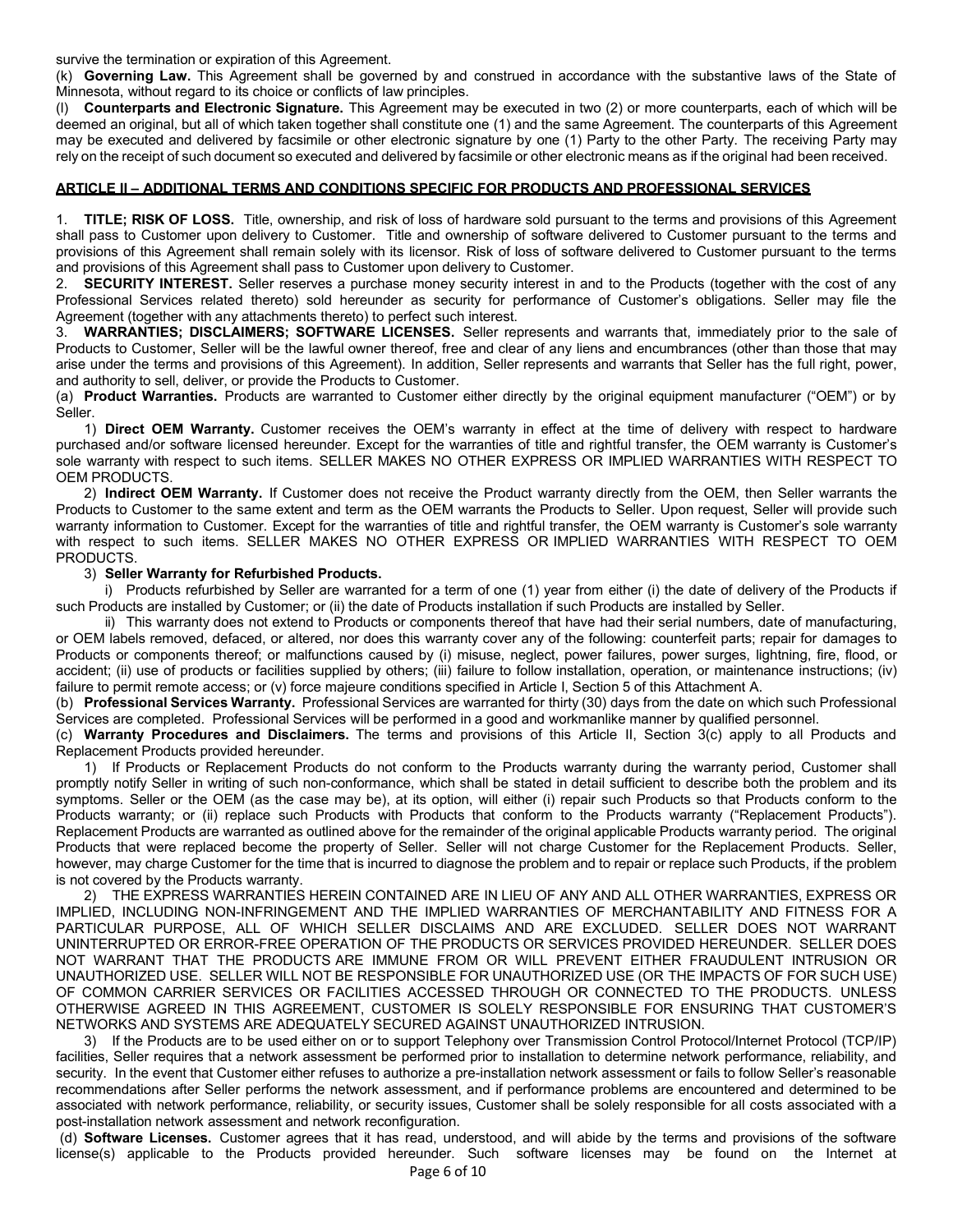survive the termination or expiration of this Agreement.

(k) **Governing Law.** This Agreement shall be governed by and construed in accordance with the substantive laws of the State of Minnesota, without regard to its choice or conflicts of law principles.

(l) **Counterparts and Electronic Signature.** This Agreement may be executed in two (2) or more counterparts, each of which will be deemed an original, but all of which taken together shall constitute one (1) and the same Agreement. The counterparts of this Agreement may be executed and delivered by facsimile or other electronic signature by one (1) Party to the other Party. The receiving Party may rely on the receipt of such document so executed and delivered by facsimile or other electronic means as if the original had been received.

## ARTICLE II – ADDITIONAL TERMS AND CONDITIONS SPECIFIC FOR PRODUCTS AND PROFESSIONAL SERVICES

1. **TITLE; RISK OF LOSS.** Title, ownership, and risk of loss of hardware sold pursuant to the terms and provisions of this Agreement shall pass to Customer upon delivery to Customer. Title and ownership of software delivered to Customer pursuant to the terms and provisions of this Agreement shall remain solely with its licensor. Risk of loss of software delivered to Customer pursuant to the terms and provisions of this Agreement shall pass to Customer upon delivery to Customer.

2. **SECURITY INTEREST.** Seller reserves a purchase money security interest in and to the Products (together with the cost of any Professional Services related thereto) sold hereunder as security for performance of Customer's obligations. Seller may file the Agreement (together with any attachments thereto) to perfect such interest.

3. **WARRANTIES; DISCLAIMERS; SOFTWARE LICENSES.** Seller represents and warrants that, immediately prior to the sale of Products to Customer, Seller will be the lawful owner thereof, free and clear of any liens and encumbrances (other than those that may arise under the terms and provisions of this Agreement). In addition, Seller represents and warrants that Seller has the full right, power, and authority to sell, deliver, or provide the Products to Customer.

(a) **Product Warranties.** Products are warranted to Customer either directly by the original equipment manufacturer ("OEM") or by Seller.

1) **Direct OEM Warranty.** Customer receives the OEM's warranty in effect at the time of delivery with respect to hardware purchased and/or software licensed hereunder. Except for the warranties of title and rightful transfer, the OEM warranty is Customer's sole warranty with respect to such items. SELLER MAKES NO OTHER EXPRESS OR IMPLIED WARRANTIES WITH RESPECT TO OEM PRODUCTS.

2) **Indirect OEM Warranty.** If Customer does not receive the Product warranty directly from the OEM, then Seller warrants the Products to Customer to the same extent and term as the OEM warrants the Products to Seller. Upon request, Seller will provide such warranty information to Customer. Except for the warranties of title and rightful transfer, the OEM warranty is Customer's sole warranty with respect to such items. SELLER MAKES NO OTHER EXPRESS OR IMPLIED WARRANTIES WITH RESPECT TO OEM PRODUCTS.

3) **Seller Warranty for Refurbished Products.**

i) Products refurbished by Seller are warranted for a term of one (1) year from either (i) the date of delivery of the Products if such Products are installed by Customer; or (ii) the date of Products installation if such Products are installed by Seller.

ii) This warranty does not extend to Products or components thereof that have had their serial numbers, date of manufacturing, or OEM labels removed, defaced, or altered, nor does this warranty cover any of the following: counterfeit parts; repair for damages to Products or components thereof; or malfunctions caused by (i) misuse, neglect, power failures, power surges, lightning, fire, flood, or accident; (ii) use of products or facilities supplied by others; (iii) failure to follow installation, operation, or maintenance instructions; (iv) failure to permit remote access; or (v) force majeure conditions specified in Article I, Section 5 of this Attachment A.

(b) **Professional Services Warranty.** Professional Services are warranted for thirty (30) days from the date on which such Professional Services are completed. Professional Services will be performed in a good and workmanlike manner by qualified personnel.

(c) **Warranty Procedures and Disclaimers.** The terms and provisions of this Article II, Section 3(c) apply to all Products and Replacement Products provided hereunder.

1) If Products or Replacement Products do not conform to the Products warranty during the warranty period, Customer shall promptly notify Seller in writing of such non-conformance, which shall be stated in detail sufficient to describe both the problem and its symptoms. Seller or the OEM (as the case may be), at its option, will either (i) repair such Products so that Products conform to the Products warranty; or (ii) replace such Products with Products that conform to the Products warranty ("Replacement Products"). Replacement Products are warranted as outlined above for the remainder of the original applicable Products warranty period. The original Products that were replaced become the property of Seller. Seller will not charge Customer for the Replacement Products. Seller, however, may charge Customer for the time that is incurred to diagnose the problem and to repair or replace such Products, if the problem is not covered by the Products warranty.

2) THE EXPRESS WARRANTIES HEREIN CONTAINED ARE IN LIEU OF ANY AND ALL OTHER WARRANTIES, EXPRESS OR IMPLIED, INCLUDING NON-INFRINGEMENT AND THE IMPLIED WARRANTIES OF MERCHANTABILITY AND FITNESS FOR A PARTICULAR PURPOSE, ALL OF WHICH SELLER DISCLAIMS AND ARE EXCLUDED. SELLER DOES NOT WARRANT UNINTERRUPTED OR ERROR-FREE OPERATION OF THE PRODUCTS OR SERVICES PROVIDED HEREUNDER. SELLER DOES NOT WARRANT THAT THE PRODUCTS ARE IMMUNE FROM OR WILL PREVENT EITHER FRAUDULENT INTRUSION OR UNAUTHORIZED USE. SELLER WILL NOT BE RESPONSIBLE FOR UNAUTHORIZED USE (OR THE IMPACTS OF FOR SUCH USE) OF COMMON CARRIER SERVICES OR FACILITIES ACCESSED THROUGH OR CONNECTED TO THE PRODUCTS. UNLESS OTHERWISE AGREED IN THIS AGREEMENT, CUSTOMER IS SOLELY RESPONSIBLE FOR ENSURING THAT CUSTOMER'S NETWORKS AND SYSTEMS ARE ADEQUATELY SECURED AGAINST UNAUTHORIZED INTRUSION.

3) If the Products are to be used either on or to support Telephony over Transmission Control Protocol/Internet Protocol (TCP/IP) facilities, Seller requires that a network assessment be performed prior to installation to determine network performance, reliability, and security. In the event that Customer either refuses to authorize a pre-installation network assessment or fails to follow Seller's reasonable recommendations after Seller performs the network assessment, and if performance problems are encountered and determined to be associated with network performance, reliability, or security issues, Customer shall be solely responsible for all costs associated with a post-installation network assessment and network reconfiguration.

(d) **Software Licenses.** Customer agrees that it has read, understood, and will abide by the terms and provisions of the software license(s) applicable to the Products provided hereunder. Such software licenses may be found on the Internet at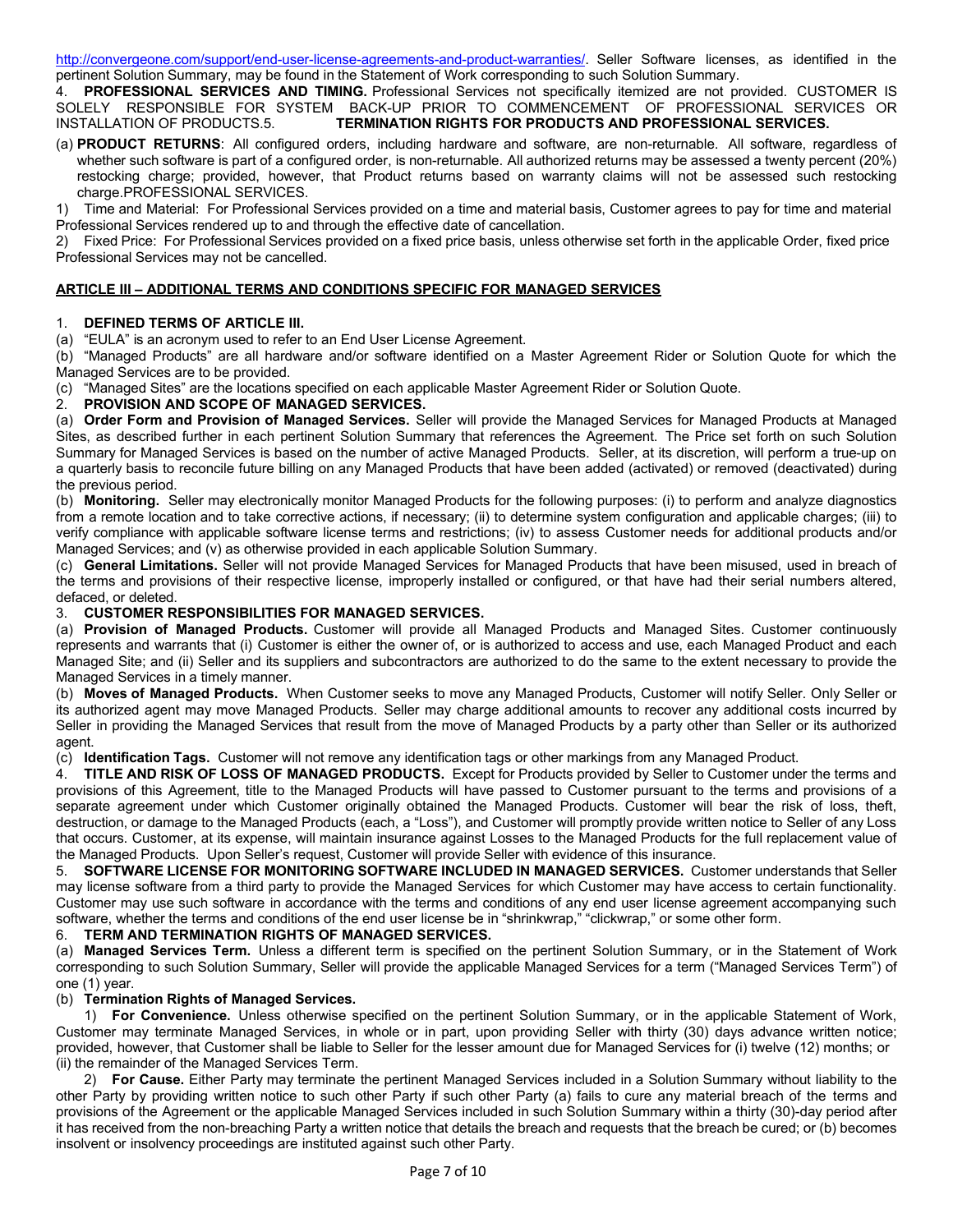http://convergeone.com/support/end-user-license-agreements-and-product-warranties/. Seller Software licenses, as identified in the pertinent Solution Summary, may be found in the Statement of Work corresponding to such Solution Summary.

4. **PROFESSIONAL SERVICES AND TIMING.** Professional Services not specifically itemized are not provided. CUSTOMER IS SOLELY RESPONSIBLE FOR SYSTEM BACK-UP PRIOR TO COMMENCEMENT OF PROFESSIONAL SERVICES OR INSTALLATION OF PRODUCTS.5. **TERMINATION RIGHTS FOR PRODUCTS AND PROFESSIONAL SERVICES.**

(a) **PRODUCT RETURNS**: All configured orders, including hardware and software, are non-returnable. All software, regardless of whether such software is part of a configured order, is non-returnable. All authorized returns may be assessed a twenty percent (20%) restocking charge; provided, however, that Product returns based on warranty claims will not be assessed such restocking charge.PROFESSIONAL SERVICES.

1) Time and Material: For Professional Services provided on a time and material basis, Customer agrees to pay for time and material Professional Services rendered up to and through the effective date of cancellation.

2) Fixed Price: For Professional Services provided on a fixed price basis, unless otherwise set forth in the applicable Order, fixed price Professional Services may not be cancelled.

## ARTICLE III – ADDITIONAL TERMS AND CONDITIONS SPECIFIC FOR MANAGED SERVICES

1. **DEFINED TERMS OF ARTICLE III.**

(a) "EULA" is an acronym used to refer to an End User License Agreement.

(b) "Managed Products" are all hardware and/or software identified on a Master Agreement Rider or Solution Quote for which the Managed Services are to be provided.

(c) "Managed Sites" are the locations specified on each applicable Master Agreement Rider or Solution Quote.

2. **PROVISION AND SCOPE OF MANAGED SERVICES.**

(a) **Order Form and Provision of Managed Services.** Seller will provide the Managed Services for Managed Products at Managed Sites, as described further in each pertinent Solution Summary that references the Agreement. The Price set forth on such Solution Summary for Managed Services is based on the number of active Managed Products. Seller, at its discretion, will perform a true-up on a quarterly basis to reconcile future billing on any Managed Products that have been added (activated) or removed (deactivated) during the previous period.

(b) **Monitoring.** Seller may electronically monitor Managed Products for the following purposes: (i) to perform and analyze diagnostics from a remote location and to take corrective actions, if necessary; (ii) to determine system configuration and applicable charges; (iii) to verify compliance with applicable software license terms and restrictions; (iv) to assess Customer needs for additional products and/or Managed Services; and (v) as otherwise provided in each applicable Solution Summary.

(c) **General Limitations.** Seller will not provide Managed Services for Managed Products that have been misused, used in breach of the terms and provisions of their respective license, improperly installed or configured, or that have had their serial numbers altered, defaced, or deleted.

3. **CUSTOMER RESPONSIBILITIES FOR MANAGED SERVICES.**

(a) **Provision of Managed Products.** Customer will provide all Managed Products and Managed Sites. Customer continuously represents and warrants that (i) Customer is either the owner of, or is authorized to access and use, each Managed Product and each Managed Site; and (ii) Seller and its suppliers and subcontractors are authorized to do the same to the extent necessary to provide the Managed Services in a timely manner.

(b) **Moves of Managed Products.** When Customer seeks to move any Managed Products, Customer will notify Seller. Only Seller or its authorized agent may move Managed Products. Seller may charge additional amounts to recover any additional costs incurred by Seller in providing the Managed Services that result from the move of Managed Products by a party other than Seller or its authorized agent.

(c) **Identification Tags.** Customer will not remove any identification tags or other markings from any Managed Product.

4. **TITLE AND RISK OF LOSS OF MANAGED PRODUCTS.** Except for Products provided by Seller to Customer under the terms and provisions of this Agreement, title to the Managed Products will have passed to Customer pursuant to the terms and provisions of a separate agreement under which Customer originally obtained the Managed Products. Customer will bear the risk of loss, theft, destruction, or damage to the Managed Products (each, a "Loss"), and Customer will promptly provide written notice to Seller of any Loss that occurs. Customer, at its expense, will maintain insurance against Losses to the Managed Products for the full replacement value of the Managed Products. Upon Seller's request, Customer will provide Seller with evidence of this insurance.

5. **SOFTWARE LICENSE FOR MONITORING SOFTWARE INCLUDED IN MANAGED SERVICES.** Customer understands that Seller may license software from a third party to provide the Managed Services for which Customer may have access to certain functionality. Customer may use such software in accordance with the terms and conditions of any end user license agreement accompanying such software, whether the terms and conditions of the end user license be in "shrinkwrap," "clickwrap," or some other form.

6. **TERM AND TERMINATION RIGHTS OF MANAGED SERVICES.**

(a) **Managed Services Term.** Unless a different term is specified on the pertinent Solution Summary, or in the Statement of Work corresponding to such Solution Summary, Seller will provide the applicable Managed Services for a term ("Managed Services Term") of one (1) year.

(b) **Termination Rights of Managed Services.**

1) **For Convenience.** Unless otherwise specified on the pertinent Solution Summary, or in the applicable Statement of Work, Customer may terminate Managed Services, in whole or in part, upon providing Seller with thirty (30) days advance written notice; provided, however, that Customer shall be liable to Seller for the lesser amount due for Managed Services for (i) twelve (12) months; or (ii) the remainder of the Managed Services Term.

2) **For Cause.** Either Party may terminate the pertinent Managed Services included in a Solution Summary without liability to the other Party by providing written notice to such other Party if such other Party (a) fails to cure any material breach of the terms and provisions of the Agreement or the applicable Managed Services included in such Solution Summary within a thirty (30)-day period after it has received from the non-breaching Party a written notice that details the breach and requests that the breach be cured; or (b) becomes insolvent or insolvency proceedings are instituted against such other Party.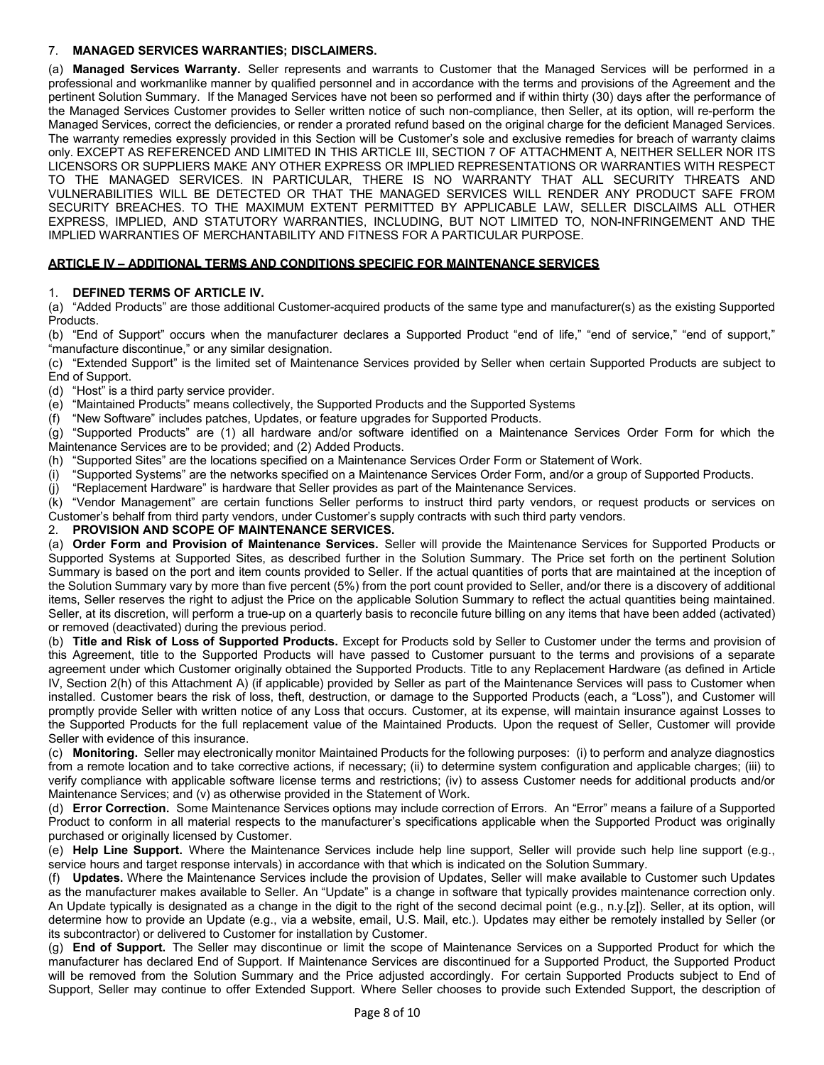7. **MANAGED SERVICES WARRANTIES; DISCLAIMERS.**

(a) **Managed Services Warranty.** Seller represents and warrants to Customer that the Managed Services will be performed in a professional and workmanlike manner by qualified personnel and in accordance with the terms and provisions of the Agreement and the pertinent Solution Summary. If the Managed Services have not been so performed and if within thirty (30) days after the performance of the Managed Services Customer provides to Seller written notice of such non-compliance, then Seller, at its option, will re-perform the Managed Services, correct the deficiencies, or render a prorated refund based on the original charge for the deficient Managed Services. The warranty remedies expressly provided in this Section will be Customer's sole and exclusive remedies for breach of warranty claims only. EXCEPT AS REFERENCED AND LIMITED IN THIS ARTICLE III, SECTION 7 OF ATTACHMENT A, NEITHER SELLER NOR ITS LICENSORS OR SUPPLIERS MAKE ANY OTHER EXPRESS OR IMPLIED REPRESENTATIONS OR WARRANTIES WITH RESPECT TO THE MANAGED SERVICES. IN PARTICULAR, THERE IS NO WARRANTY THAT ALL SECURITY THREATS AND VULNERABILITIES WILL BE DETECTED OR THAT THE MANAGED SERVICES WILL RENDER ANY PRODUCT SAFE FROM SECURITY BREACHES. TO THE MAXIMUM EXTENT PERMITTED BY APPLICABLE LAW, SELLER DISCLAIMS ALL OTHER EXPRESS, IMPLIED, AND STATUTORY WARRANTIES, INCLUDING, BUT NOT LIMITED TO, NON-INFRINGEMENT AND THE IMPLIED WARRANTIES OF MERCHANTABILITY AND FITNESS FOR A PARTICULAR PURPOSE.

## ARTICLE IV – ADDITIONAL TERMS AND CONDITIONS SPECIFIC FOR MAINTENANCE SERVICES

1. **DEFINED TERMS OF ARTICLE IV.**

(a) "Added Products" are those additional Customer-acquired products of the same type and manufacturer(s) as the existing Supported Products.

(b) "End of Support" occurs when the manufacturer declares a Supported Product "end of life," "end of service," "end of support," "manufacture discontinue," or any similar designation.

(c) "Extended Support" is the limited set of Maintenance Services provided by Seller when certain Supported Products are subject to End of Support.

(d) "Host" is a third party service provider.

(e) "Maintained Products" means collectively, the Supported Products and the Supported Systems

(f) "New Software" includes patches, Updates, or feature upgrades for Supported Products.

(g) "Supported Products" are (1) all hardware and/or software identified on a Maintenance Services Order Form for which the Maintenance Services are to be provided; and (2) Added Products.

(h) "Supported Sites" are the locations specified on a Maintenance Services Order Form or Statement of Work.

(i) "Supported Systems" are the networks specified on a Maintenance Services Order Form, and/or a group of Supported Products.

(j) "Replacement Hardware" is hardware that Seller provides as part of the Maintenance Services.

(k) "Vendor Management" are certain functions Seller performs to instruct third party vendors, or request products or services on Customer's behalf from third party vendors, under Customer's supply contracts with such third party vendors.

2. **PROVISION AND SCOPE OF MAINTENANCE SERVICES.**

(a) **Order Form and Provision of Maintenance Services.** Seller will provide the Maintenance Services for Supported Products or Supported Systems at Supported Sites, as described further in the Solution Summary. The Price set forth on the pertinent Solution Summary is based on the port and item counts provided to Seller. If the actual quantities of ports that are maintained at the inception of the Solution Summary vary by more than five percent (5%) from the port count provided to Seller, and/or there is a discovery of additional items, Seller reserves the right to adjust the Price on the applicable Solution Summary to reflect the actual quantities being maintained. Seller, at its discretion, will perform a true-up on a quarterly basis to reconcile future billing on any items that have been added (activated) or removed (deactivated) during the previous period.

(b) **Title and Risk of Loss of Supported Products.** Except for Products sold by Seller to Customer under the terms and provision of this Agreement, title to the Supported Products will have passed to Customer pursuant to the terms and provisions of a separate agreement under which Customer originally obtained the Supported Products. Title to any Replacement Hardware (as defined in Article IV, Section 2(h) of this Attachment A) (if applicable) provided by Seller as part of the Maintenance Services will pass to Customer when installed. Customer bears the risk of loss, theft, destruction, or damage to the Supported Products (each, a "Loss"), and Customer will promptly provide Seller with written notice of any Loss that occurs. Customer, at its expense, will maintain insurance against Losses to the Supported Products for the full replacement value of the Maintained Products. Upon the request of Seller, Customer will provide Seller with evidence of this insurance.

(c) **Monitoring.** Seller may electronically monitor Maintained Products for the following purposes: (i) to perform and analyze diagnostics from a remote location and to take corrective actions, if necessary; (ii) to determine system configuration and applicable charges; (iii) to verify compliance with applicable software license terms and restrictions; (iv) to assess Customer needs for additional products and/or Maintenance Services; and (v) as otherwise provided in the Statement of Work.

(d) **Error Correction.** Some Maintenance Services options may include correction of Errors. An "Error" means a failure of a Supported Product to conform in all material respects to the manufacturer's specifications applicable when the Supported Product was originally purchased or originally licensed by Customer.

(e) **Help Line Support.** Where the Maintenance Services include help line support, Seller will provide such help line support (e.g., service hours and target response intervals) in accordance with that which is indicated on the Solution Summary.

(f) **Updates.** Where the Maintenance Services include the provision of Updates, Seller will make available to Customer such Updates as the manufacturer makes available to Seller. An "Update" is a change in software that typically provides maintenance correction only. An Update typically is designated as a change in the digit to the right of the second decimal point (e.g., n.y.[z]). Seller, at its option, will determine how to provide an Update (e.g., via a website, email, U.S. Mail, etc.). Updates may either be remotely installed by Seller (or its subcontractor) or delivered to Customer for installation by Customer.

(g) **End of Support.** The Seller may discontinue or limit the scope of Maintenance Services on a Supported Product for which the manufacturer has declared End of Support. If Maintenance Services are discontinued for a Supported Product, the Supported Product will be removed from the Solution Summary and the Price adjusted accordingly. For certain Supported Products subject to End of Support, Seller may continue to offer Extended Support. Where Seller chooses to provide such Extended Support, the description of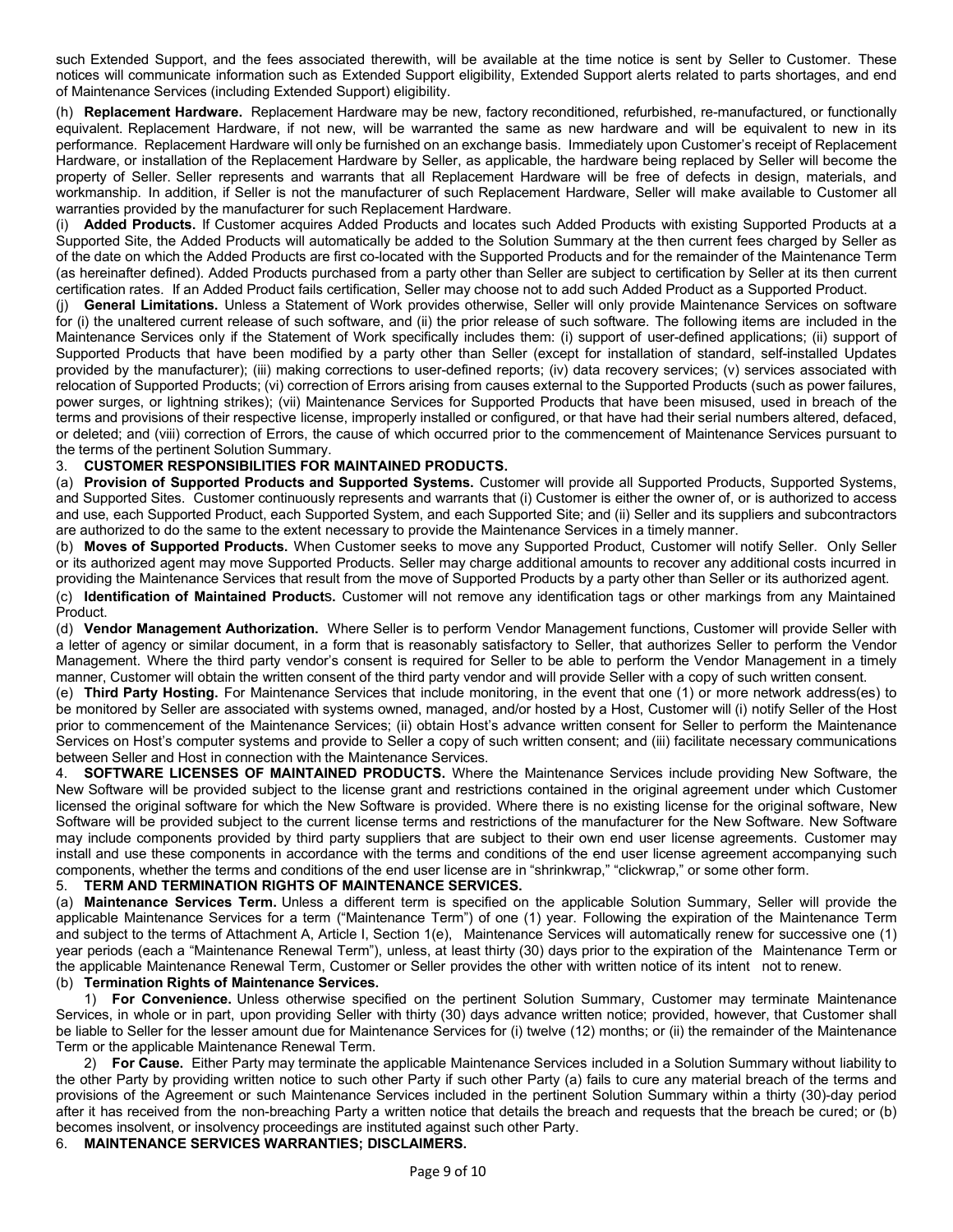such Extended Support, and the fees associated therewith, will be available at the time notice is sent by Seller to Customer. These notices will communicate information such as Extended Support eligibility, Extended Support alerts related to parts shortages, and end of Maintenance Services (including Extended Support) eligibility.

(h) **Replacement Hardware.** Replacement Hardware may be new, factory reconditioned, refurbished, re-manufactured, or functionally equivalent. Replacement Hardware, if not new, will be warranted the same as new hardware and will be equivalent to new in its performance. Replacement Hardware will only be furnished on an exchange basis. Immediately upon Customer's receipt of Replacement Hardware, or installation of the Replacement Hardware by Seller, as applicable, the hardware being replaced by Seller will become the property of Seller. Seller represents and warrants that all Replacement Hardware will be free of defects in design, materials, and workmanship. In addition, if Seller is not the manufacturer of such Replacement Hardware, Seller will make available to Customer all warranties provided by the manufacturer for such Replacement Hardware.

(i) **Added Products.** If Customer acquires Added Products and locates such Added Products with existing Supported Products at a Supported Site, the Added Products will automatically be added to the Solution Summary at the then current fees charged by Seller as of the date on which the Added Products are first co-located with the Supported Products and for the remainder of the Maintenance Term (as hereinafter defined). Added Products purchased from a party other than Seller are subject to certification by Seller at its then current certification rates. If an Added Product fails certification, Seller may choose not to add such Added Product as a Supported Product.

(j) **General Limitations.** Unless a Statement of Work provides otherwise, Seller will only provide Maintenance Services on software for (i) the unaltered current release of such software, and (ii) the prior release of such software. The following items are included in the Maintenance Services only if the Statement of Work specifically includes them: (i) support of user-defined applications; (ii) support of Supported Products that have been modified by a party other than Seller (except for installation of standard, self-installed Updates provided by the manufacturer); (iii) making corrections to user-defined reports; (iv) data recovery services; (v) services associated with relocation of Supported Products; (vi) correction of Errors arising from causes external to the Supported Products (such as power failures, power surges, or lightning strikes); (vii) Maintenance Services for Supported Products that have been misused, used in breach of the terms and provisions of their respective license, improperly installed or configured, or that have had their serial numbers altered, defaced, or deleted; and (viii) correction of Errors, the cause of which occurred prior to the commencement of Maintenance Services pursuant to the terms of the pertinent Solution Summary.

3. **CUSTOMER RESPONSIBILITIES FOR MAINTAINED PRODUCTS.**

(a) **Provision of Supported Products and Supported Systems.** Customer will provide all Supported Products, Supported Systems, and Supported Sites. Customer continuously represents and warrants that (i) Customer is either the owner of, or is authorized to access and use, each Supported Product, each Supported System, and each Supported Site; and (ii) Seller and its suppliers and subcontractors are authorized to do the same to the extent necessary to provide the Maintenance Services in a timely manner.

(b) **Moves of Supported Products.** When Customer seeks to move any Supported Product, Customer will notify Seller. Only Seller or its authorized agent may move Supported Products. Seller may charge additional amounts to recover any additional costs incurred in providing the Maintenance Services that result from the move of Supported Products by a party other than Seller or its authorized agent.

(c) **Identification of Maintained Products.** Customer will not remove any identification tags or other markings from any Maintained Product.

(d) **Vendor Management Authorization.** Where Seller is to perform Vendor Management functions, Customer will provide Seller with a letter of agency or similar document, in a form that is reasonably satisfactory to Seller, that authorizes Seller to perform the Vendor Management. Where the third party vendor's consent is required for Seller to be able to perform the Vendor Management in a timely manner, Customer will obtain the written consent of the third party vendor and will provide Seller with a copy of such written consent.

(e) **Third Party Hosting.** For Maintenance Services that include monitoring, in the event that one (1) or more network address(es) to be monitored by Seller are associated with systems owned, managed, and/or hosted by a Host, Customer will (i) notify Seller of the Host prior to commencement of the Maintenance Services; (ii) obtain Host's advance written consent for Seller to perform the Maintenance Services on Host's computer systems and provide to Seller a copy of such written consent; and (iii) facilitate necessary communications between Seller and Host in connection with the Maintenance Services.

4. **SOFTWARE LICENSES OF MAINTAINED PRODUCTS.** Where the Maintenance Services include providing New Software, the New Software will be provided subject to the license grant and restrictions contained in the original agreement under which Customer licensed the original software for which the New Software is provided. Where there is no existing license for the original software, New Software will be provided subject to the current license terms and restrictions of the manufacturer for the New Software. New Software may include components provided by third party suppliers that are subject to their own end user license agreements. Customer may install and use these components in accordance with the terms and conditions of the end user license agreement accompanying such components, whether the terms and conditions of the end user license are in "shrinkwrap," "clickwrap," or some other form.

5. **TERM AND TERMINATION RIGHTS OF MAINTENANCE SERVICES.**

(a) **Maintenance Services Term.** Unless a different term is specified on the applicable Solution Summary, Seller will provide the applicable Maintenance Services for a term ("Maintenance Term") of one (1) year. Following the expiration of the Maintenance Term and subject to the terms of Attachment A, Article I, Section 1(e), Maintenance Services will automatically renew for successive one (1) year periods (each a "Maintenance Renewal Term"), unless, at least thirty (30) days prior to the expiration of the Maintenance Term or the applicable Maintenance Renewal Term, Customer or Seller provides the other with written notice of its intent not to renew.

(b) **Termination Rights of Maintenance Services.**

1) **For Convenience.** Unless otherwise specified on the pertinent Solution Summary, Customer may terminate Maintenance Services, in whole or in part, upon providing Seller with thirty (30) days advance written notice; provided, however, that Customer shall be liable to Seller for the lesser amount due for Maintenance Services for (i) twelve (12) months; or (ii) the remainder of the Maintenance Term or the applicable Maintenance Renewal Term.

2) **For Cause.** Either Party may terminate the applicable Maintenance Services included in a Solution Summary without liability to the other Party by providing written notice to such other Party if such other Party (a) fails to cure any material breach of the terms and provisions of the Agreement or such Maintenance Services included in the pertinent Solution Summary within a thirty (30)-day period after it has received from the non-breaching Party a written notice that details the breach and requests that the breach be cured; or (b) becomes insolvent, or insolvency proceedings are instituted against such other Party.

6. **MAINTENANCE SERVICES WARRANTIES; DISCLAIMERS.**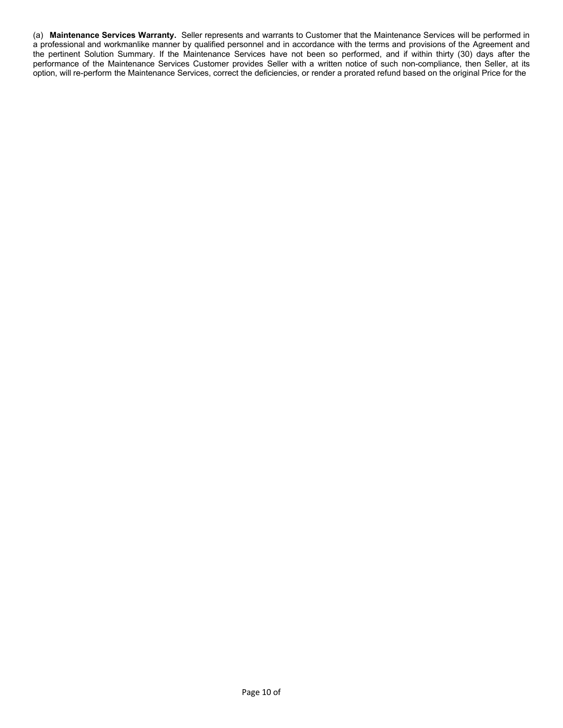(a) **Maintenance Services Warranty.** Seller represents and warrants to Customer that the Maintenance Services will be performed in a professional and workmanlike manner by qualified personnel and in accordance with the terms and provisions of the Agreement and the pertinent Solution Summary. If the Maintenance Services have not been so performed, and if within thirty (30) days after the performance of the Maintenance Services Customer provides Seller with a written notice of such non-compliance, then Seller, at its option, will re-perform the Maintenance Services, correct the deficiencies, or render a prorated refund based on the original Price for the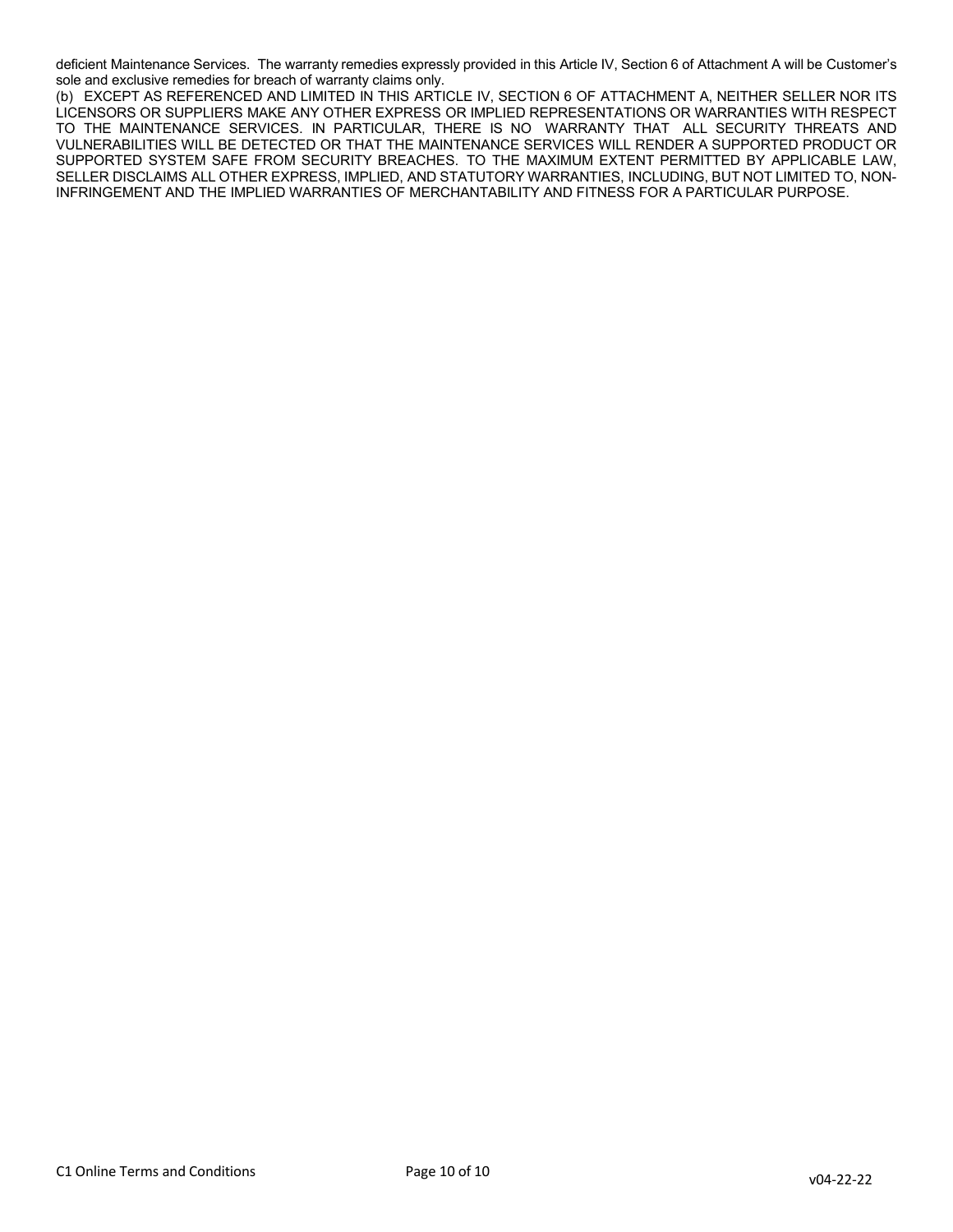deficient Maintenance Services. The warranty remedies expressly provided in this Article IV, Section 6 of Attachment A will be Customer's sole and exclusive remedies for breach of warranty claims only.

(b) EXCEPT AS REFERENCED AND LIMITED IN THIS ARTICLE IV, SECTION 6 OF ATTACHMENT A, NEITHER SELLER NOR ITS LICENSORS OR SUPPLIERS MAKE ANY OTHER EXPRESS OR IMPLIED REPRESENTATIONS OR WARRANTIES WITH RESPECT TO THE MAINTENANCE SERVICES. IN PARTICULAR, THERE IS NO WARRANTY THAT ALL SECURITY THREATS AND VULNERABILITIES WILL BE DETECTED OR THAT THE MAINTENANCE SERVICES WILL RENDER A SUPPORTED PRODUCT OR SUPPORTED SYSTEM SAFE FROM SECURITY BREACHES. TO THE MAXIMUM EXTENT PERMITTED BY APPLICABLE LAW, SELLER DISCLAIMS ALL OTHER EXPRESS, IMPLIED, AND STATUTORY WARRANTIES, INCLUDING, BUT NOT LIMITED TO, NON-INFRINGEMENT AND THE IMPLIED WARRANTIES OF MERCHANTABILITY AND FITNESS FOR A PARTICULAR PURPOSE.